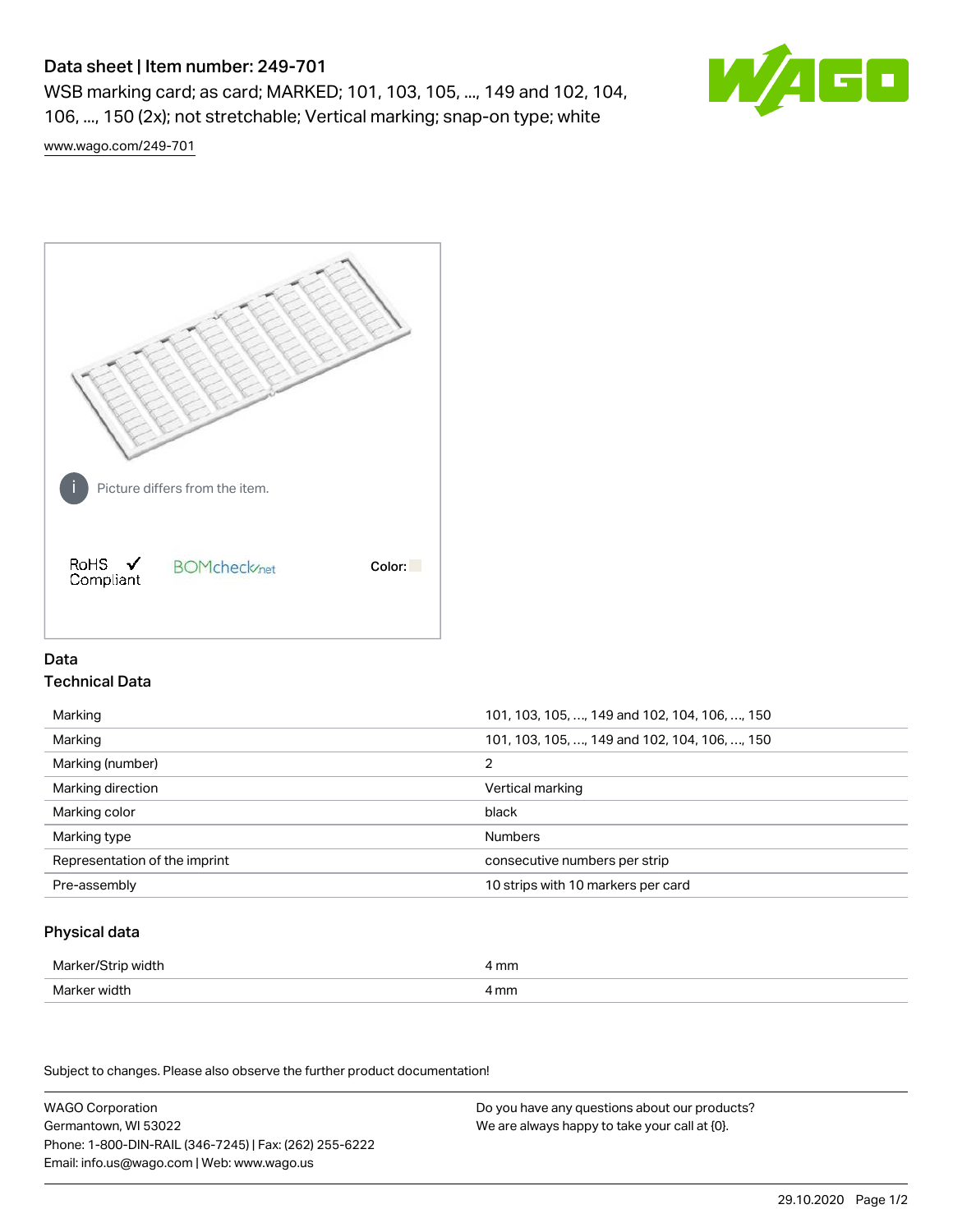# Data sheet | Item number: 249-701

WSB marking card; as card; MARKED; 101, 103, 105, ..., 149 and 102, 104, 106, ..., 150 (2x); not stretchable; Vertical marking; snap-on type; white

www.wago.com/249-701

Picture differs from the item.

RoHS ✓ Compliant

BOMcheck.net

Color:

## Data

### Technical Data

| | |
|---|---|
| Marking | 101, 103, 105, …, 149 and 102, 104, 106, …, 150 |
| Marking | 101, 103, 105, …, 149 and 102, 104, 106, …, 150 |
| Marking (number) | 2 |
| Marking direction | Vertical marking |
| Marking color | black |
| Marking type | Numbers |
| Representation of the imprint | consecutive numbers per strip |
| Pre-assembly | 10 strips with 10 markers per card |

### Physical data

| | |
|---|---|
| Marker/Strip width | 4 mm |
| Marker width | 4 mm |

Subject to changes. Please also observe the further product documentation!

WAGO Corporation
Germantown, WI 53022
Phone: 1-800-DIN-RAIL (346-7245) | Fax: (262) 255-6222
Email: info.us@wago.com | Web: www.wago.us

Do you have any questions about our products?
We are always happy to take your call at {0}.

29.10.2020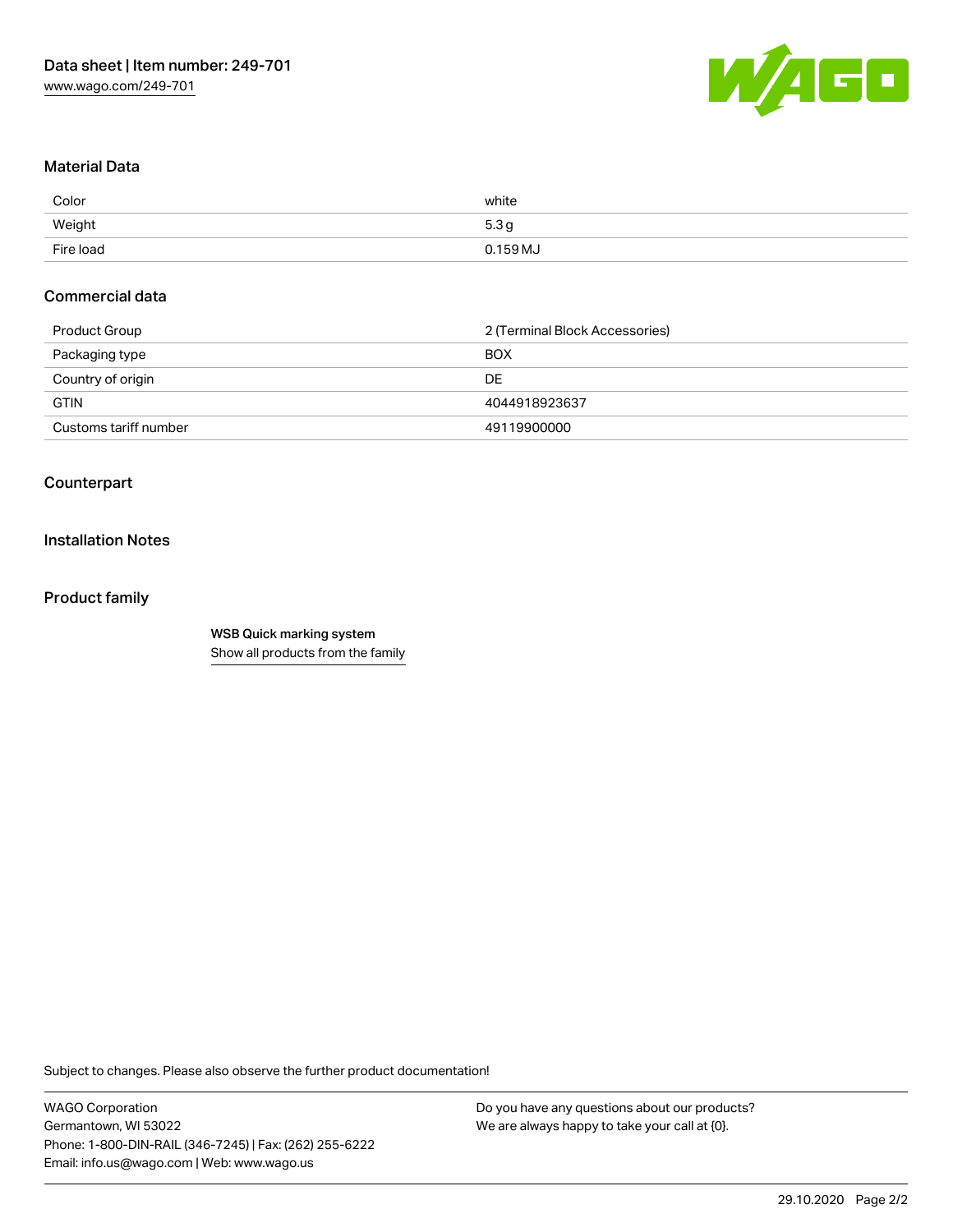## Material Data

| | |
|---|---|
| Color | white |
| Weight | 5.3 g |
| Fire load | 0.159 MJ |

## Commercial data

| | |
|---|---|
| Product Group | 2 (Terminal Block Accessories) |
| Packaging type | BOX |
| Country of origin | DE |
| GTIN | 4044918923637 |
| Customs tariff number | 49119900000 |

## Counterpart

## Installation Notes

## Product family

WSB Quick marking system

Show all products from the family

Subject to changes. Please also observe the further product documentation!

WAGO Corporation
Germantown, WI 53022
Phone: 1-800-DIN-RAIL (346-7245) | Fax: (262) 255-6222
Email: info.us@wago.com | Web: www.wago.us

Do you have any questions about our products?
We are always happy to take your call at {0}.